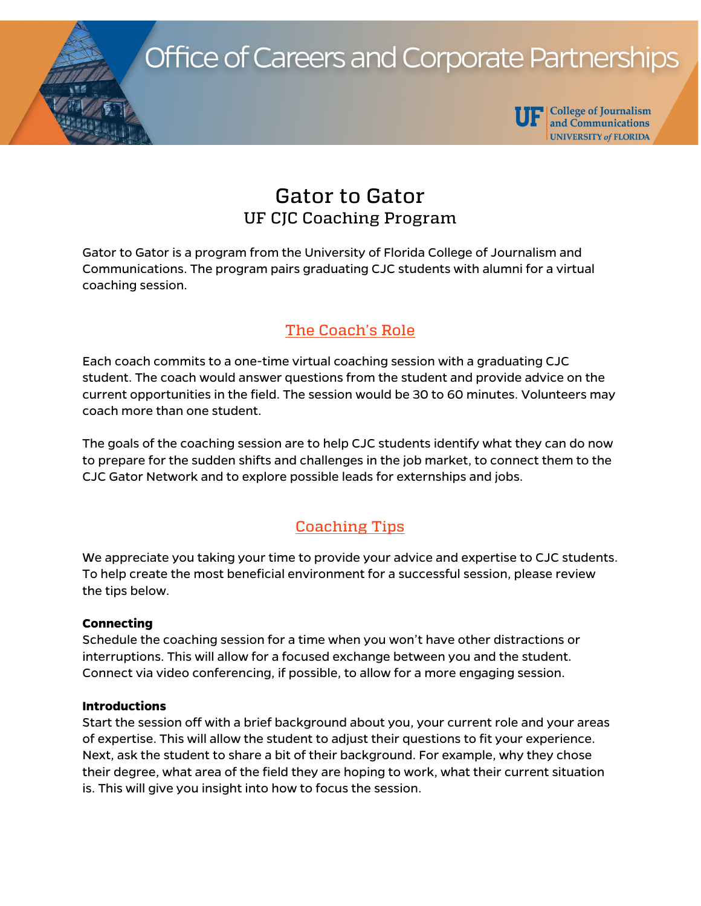Office of Careers and Corporate Partnerships

UF College of Journalism and Communications UNIVERSITY of FLORIDA

# Gator to Gator

## UF CJC Coaching Program

Gator to Gator is a program from the University of Florida College of Journalism and Communications. The program pairs graduating CJC students with alumni for a virtual coaching session.

## The Coach's Role

Each coach commits to a one-time virtual coaching session with a graduating CJC student. The coach would answer questions from the student and provide advice on the current opportunities in the field. The session would be 30 to 60 minutes. Volunteers may coach more than one student.

The goals of the coaching session are to help CJC students identify what they can do now to prepare for the sudden shifts and challenges in the job market, to connect them to the CJC Gator Network and to explore possible leads for externships and jobs.

## Coaching Tips

We appreciate you taking your time to provide your advice and expertise to CJC students. To help create the most beneficial environment for a successful session, please review the tips below.

**Connecting**
Schedule the coaching session for a time when you won't have other distractions or interruptions. This will allow for a focused exchange between you and the student. Connect via video conferencing, if possible, to allow for a more engaging session.

**Introductions**
Start the session off with a brief background about you, your current role and your areas of expertise. This will allow the student to adjust their questions to fit your experience. Next, ask the student to share a bit of their background. For example, why they chose their degree, what area of the field they are hoping to work, what their current situation is. This will give you insight into how to focus the session.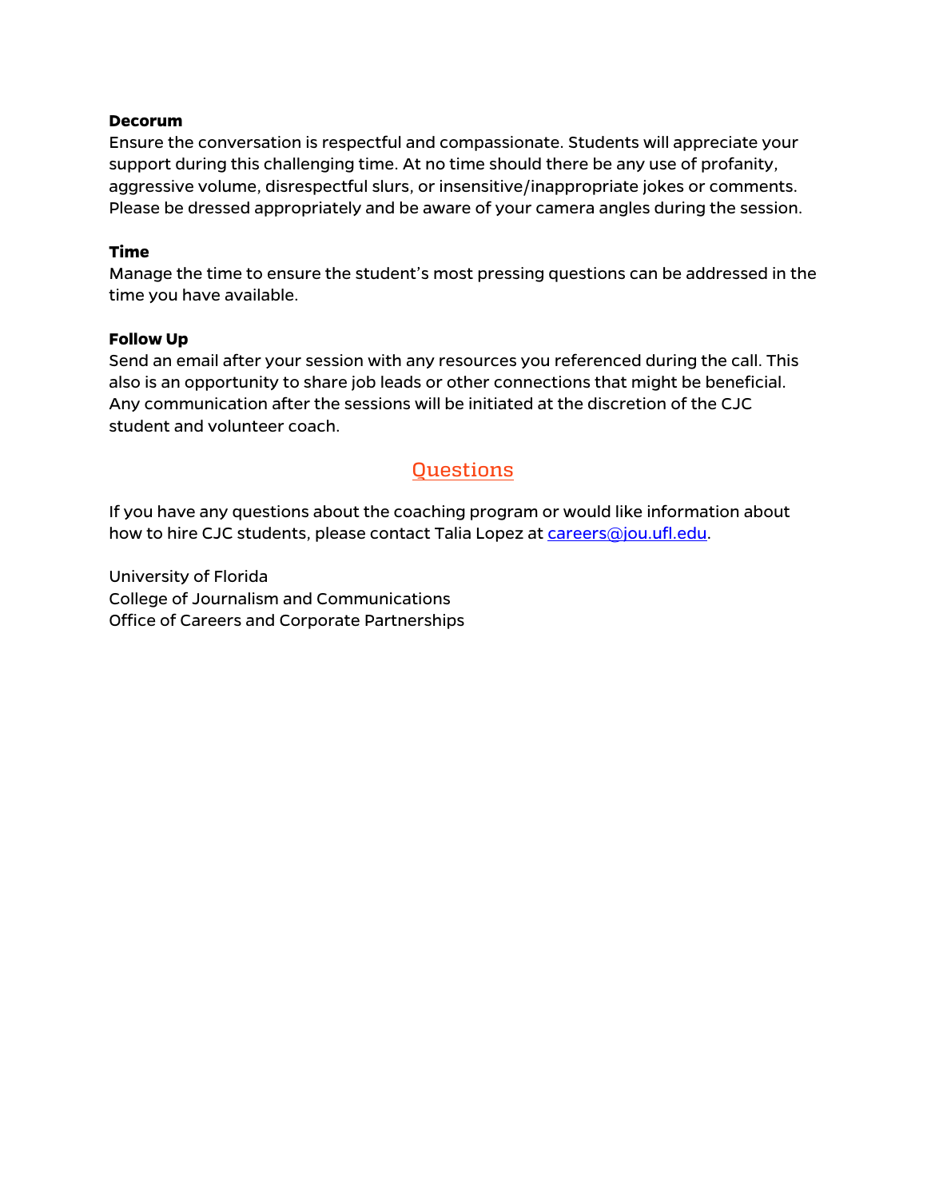**Decorum**

Ensure the conversation is respectful and compassionate. Students will appreciate your support during this challenging time. At no time should there be any use of profanity, aggressive volume, disrespectful slurs, or insensitive/inappropriate jokes or comments. Please be dressed appropriately and be aware of your camera angles during the session.

**Time**

Manage the time to ensure the student's most pressing questions can be addressed in the time you have available.

**Follow Up**

Send an email after your session with any resources you referenced during the call. This also is an opportunity to share job leads or other connections that might be beneficial. Any communication after the sessions will be initiated at the discretion of the CJC student and volunteer coach.

## Questions

If you have any questions about the coaching program or would like information about how to hire CJC students, please contact Talia Lopez at [careers@jou.ufl.edu](mailto:careers@jou.ufl.edu).

University of Florida
College of Journalism and Communications
Office of Careers and Corporate Partnerships